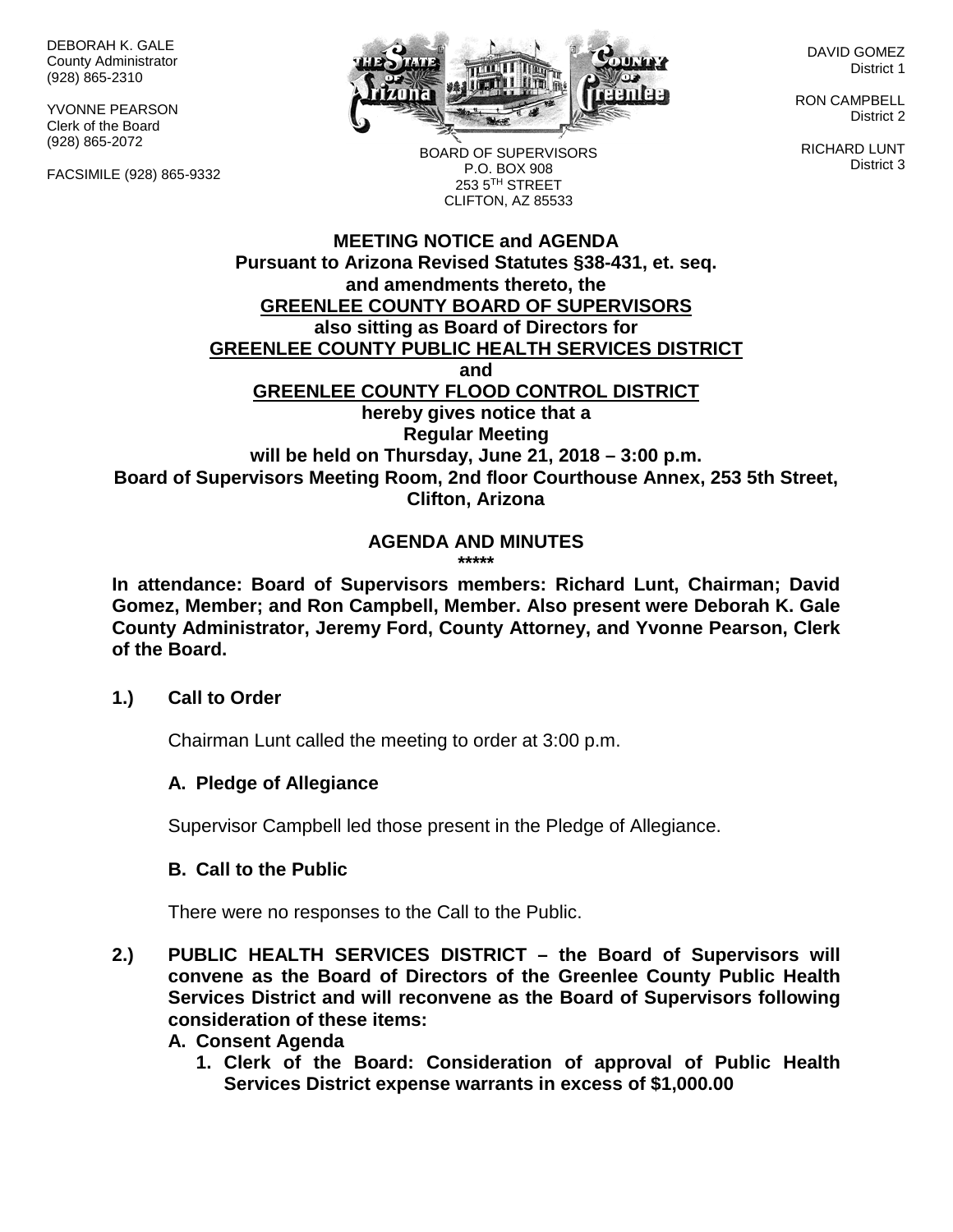DEBORAH K. GALE
County Administrator
(928) 865-2310

YVONNE PEARSON
Clerk of the Board
(928) 865-2072

FACSIMILE (928) 865-9332

BOARD OF SUPERVISORS
P.O. BOX 908
253 5TH STREET
CLIFTON, AZ 85533

DAVID GOMEZ
District 1

RON CAMPBELL
District 2

RICHARD LUNT
District 3

**MEETING NOTICE and AGENDA**
**Pursuant to Arizona Revised Statutes §38-431, et. seq.**
**and amendments thereto, the**
**GREENLEE COUNTY BOARD OF SUPERVISORS**
**also sitting as Board of Directors for**
**GREENLEE COUNTY PUBLIC HEALTH SERVICES DISTRICT**
**and**
**GREENLEE COUNTY FLOOD CONTROL DISTRICT**
**hereby gives notice that a**
**Regular Meeting**
**will be held on Thursday, June 21, 2018 – 3:00 p.m.**
**Board of Supervisors Meeting Room, 2nd floor Courthouse Annex, 253 5th Street, Clifton, Arizona**

**AGENDA AND MINUTES**
**\*\*\*\*\***

**In attendance: Board of Supervisors members: Richard Lunt, Chairman; David Gomez, Member; and Ron Campbell, Member. Also present were Deborah K. Gale County Administrator, Jeremy Ford, County Attorney, and Yvonne Pearson, Clerk of the Board.**

**1.) Call to Order**

Chairman Lunt called the meeting to order at 3:00 p.m.

**A. Pledge of Allegiance**

Supervisor Campbell led those present in the Pledge of Allegiance.

**B. Call to the Public**

There were no responses to the Call to the Public.

**2.) PUBLIC HEALTH SERVICES DISTRICT – the Board of Supervisors will convene as the Board of Directors of the Greenlee County Public Health Services District and will reconvene as the Board of Supervisors following consideration of these items:**

**A. Consent Agenda**

**1. Clerk of the Board: Consideration of approval of Public Health Services District expense warrants in excess of $1,000.00**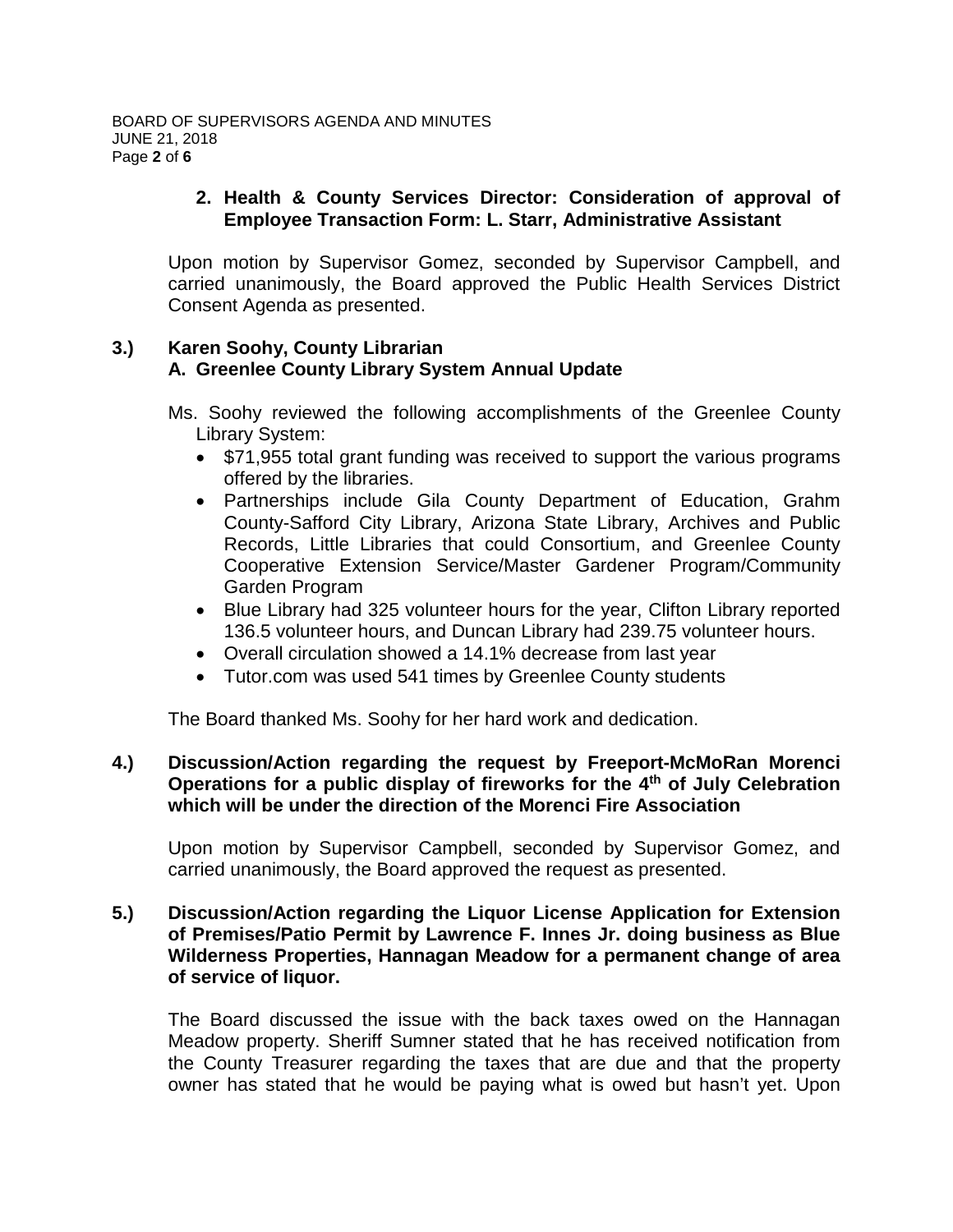**2. Health & County Services Director: Consideration of approval of Employee Transaction Form: L. Starr, Administrative Assistant**

Upon motion by Supervisor Gomez, seconded by Supervisor Campbell, and carried unanimously, the Board approved the Public Health Services District Consent Agenda as presented.

**3.) Karen Soohy, County Librarian**
**A. Greenlee County Library System Annual Update**

Ms. Soohy reviewed the following accomplishments of the Greenlee County Library System:

- $71,955 total grant funding was received to support the various programs offered by the libraries.
- Partnerships include Gila County Department of Education, Grahm County-Safford City Library, Arizona State Library, Archives and Public Records, Little Libraries that could Consortium, and Greenlee County Cooperative Extension Service/Master Gardener Program/Community Garden Program
- Blue Library had 325 volunteer hours for the year, Clifton Library reported 136.5 volunteer hours, and Duncan Library had 239.75 volunteer hours.
- Overall circulation showed a 14.1% decrease from last year
- Tutor.com was used 541 times by Greenlee County students

The Board thanked Ms. Soohy for her hard work and dedication.

**4.) Discussion/Action regarding the request by Freeport-McMoRan Morenci Operations for a public display of fireworks for the 4th of July Celebration which will be under the direction of the Morenci Fire Association**

Upon motion by Supervisor Campbell, seconded by Supervisor Gomez, and carried unanimously, the Board approved the request as presented.

**5.) Discussion/Action regarding the Liquor License Application for Extension of Premises/Patio Permit by Lawrence F. Innes Jr. doing business as Blue Wilderness Properties, Hannagan Meadow for a permanent change of area of service of liquor.**

The Board discussed the issue with the back taxes owed on the Hannagan Meadow property. Sheriff Sumner stated that he has received notification from the County Treasurer regarding the taxes that are due and that the property owner has stated that he would be paying what is owed but hasn't yet. Upon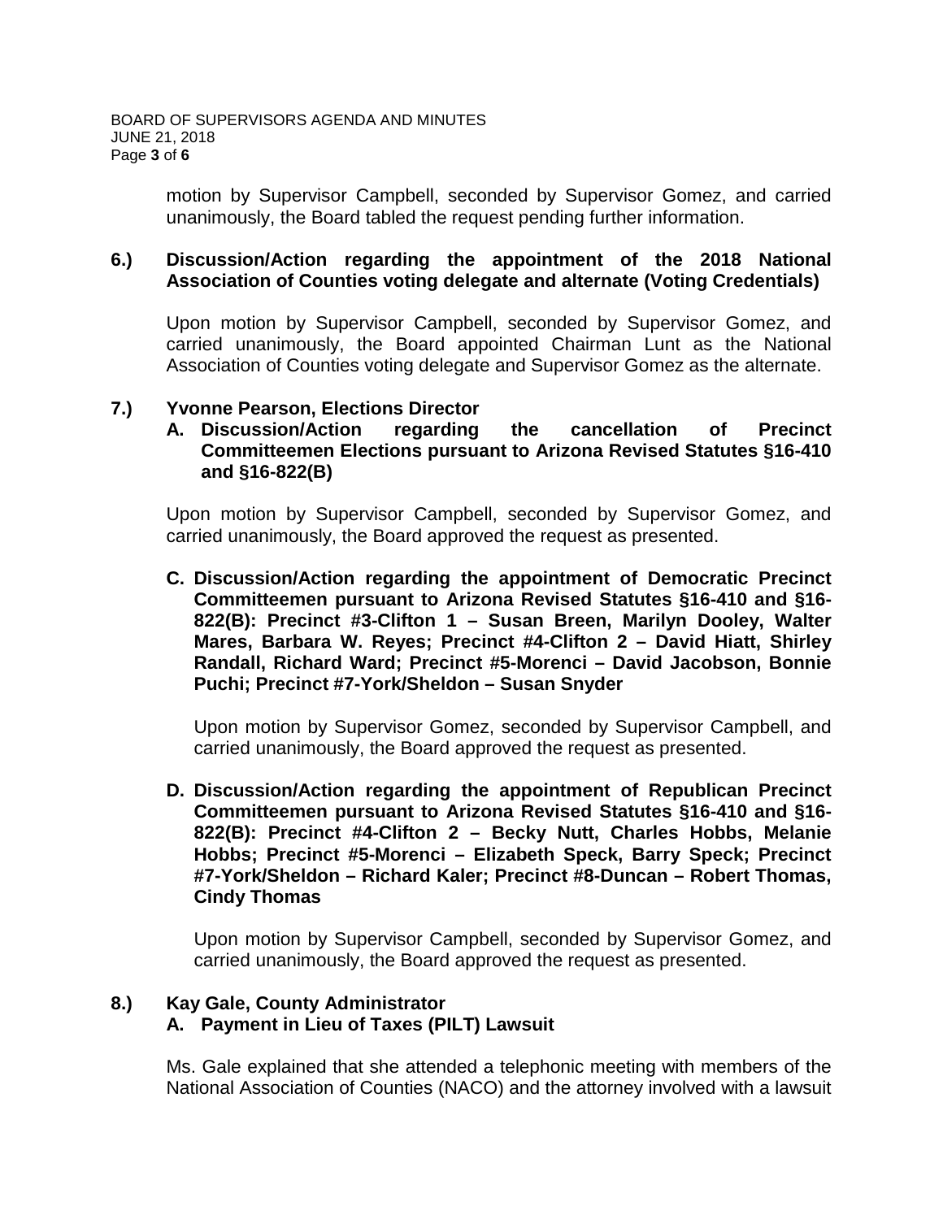motion by Supervisor Campbell, seconded by Supervisor Gomez, and carried unanimously, the Board tabled the request pending further information.

**6.) Discussion/Action regarding the appointment of the 2018 National Association of Counties voting delegate and alternate (Voting Credentials)**

Upon motion by Supervisor Campbell, seconded by Supervisor Gomez, and carried unanimously, the Board appointed Chairman Lunt as the National Association of Counties voting delegate and Supervisor Gomez as the alternate.

**7.) Yvonne Pearson, Elections Director**

**A. Discussion/Action regarding the cancellation of Precinct Committeemen Elections pursuant to Arizona Revised Statutes §16-410 and §16-822(B)**

Upon motion by Supervisor Campbell, seconded by Supervisor Gomez, and carried unanimously, the Board approved the request as presented.

**C. Discussion/Action regarding the appointment of Democratic Precinct Committeemen pursuant to Arizona Revised Statutes §16-410 and §16-822(B): Precinct #3-Clifton 1 – Susan Breen, Marilyn Dooley, Walter Mares, Barbara W. Reyes; Precinct #4-Clifton 2 – David Hiatt, Shirley Randall, Richard Ward; Precinct #5-Morenci – David Jacobson, Bonnie Puchi; Precinct #7-York/Sheldon – Susan Snyder**

Upon motion by Supervisor Gomez, seconded by Supervisor Campbell, and carried unanimously, the Board approved the request as presented.

**D. Discussion/Action regarding the appointment of Republican Precinct Committeemen pursuant to Arizona Revised Statutes §16-410 and §16-822(B): Precinct #4-Clifton 2 – Becky Nutt, Charles Hobbs, Melanie Hobbs; Precinct #5-Morenci – Elizabeth Speck, Barry Speck; Precinct #7-York/Sheldon – Richard Kaler; Precinct #8-Duncan – Robert Thomas, Cindy Thomas**

Upon motion by Supervisor Campbell, seconded by Supervisor Gomez, and carried unanimously, the Board approved the request as presented.

**8.) Kay Gale, County Administrator**

**A. Payment in Lieu of Taxes (PILT) Lawsuit**

Ms. Gale explained that she attended a telephonic meeting with members of the National Association of Counties (NACO) and the attorney involved with a lawsuit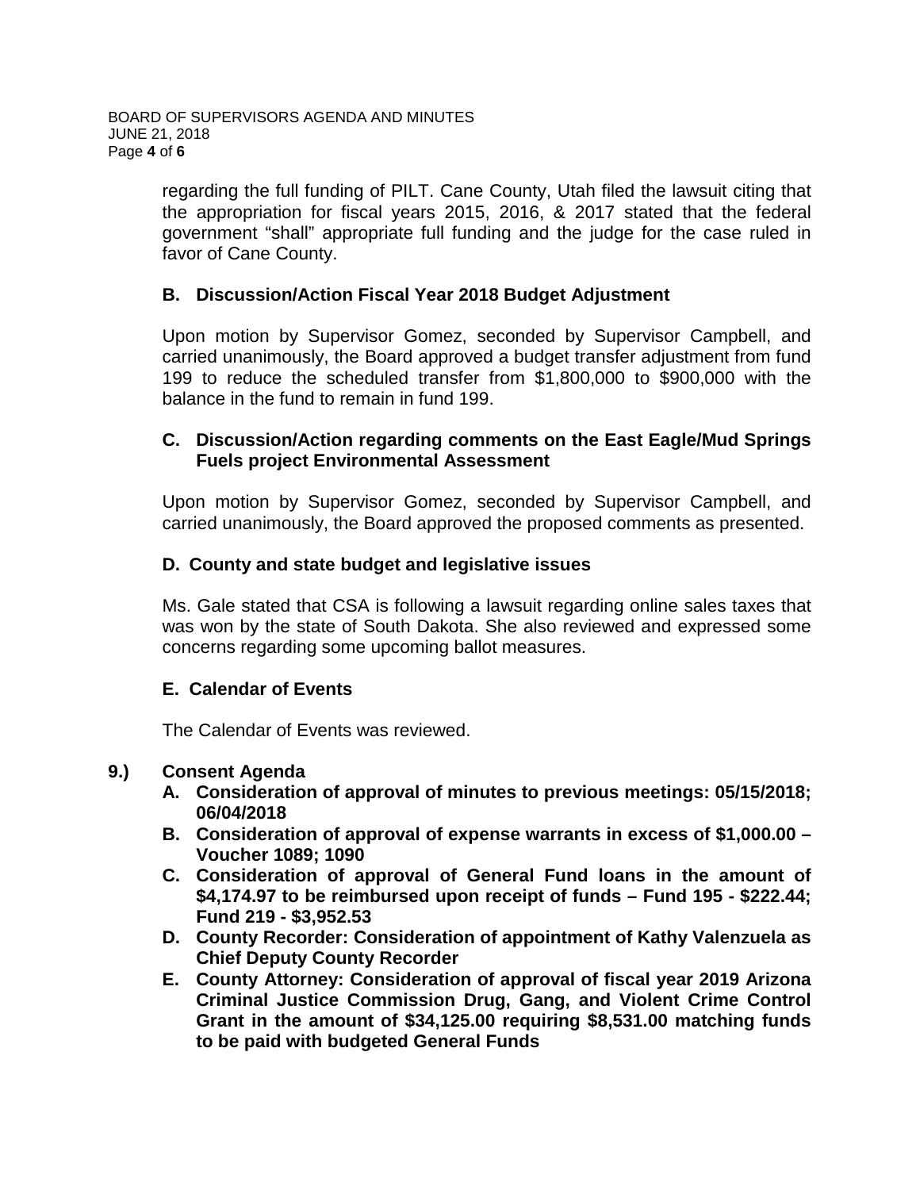regarding the full funding of PILT. Cane County, Utah filed the lawsuit citing that the appropriation for fiscal years 2015, 2016, & 2017 stated that the federal government "shall" appropriate full funding and the judge for the case ruled in favor of Cane County.

**B. Discussion/Action Fiscal Year 2018 Budget Adjustment**

Upon motion by Supervisor Gomez, seconded by Supervisor Campbell, and carried unanimously, the Board approved a budget transfer adjustment from fund 199 to reduce the scheduled transfer from $1,800,000 to $900,000 with the balance in the fund to remain in fund 199.

**C. Discussion/Action regarding comments on the East Eagle/Mud Springs Fuels project Environmental Assessment**

Upon motion by Supervisor Gomez, seconded by Supervisor Campbell, and carried unanimously, the Board approved the proposed comments as presented.

**D. County and state budget and legislative issues**

Ms. Gale stated that CSA is following a lawsuit regarding online sales taxes that was won by the state of South Dakota. She also reviewed and expressed some concerns regarding some upcoming ballot measures.

**E. Calendar of Events**

The Calendar of Events was reviewed.

**9.) Consent Agenda**

- **A. Consideration of approval of minutes to previous meetings: 05/15/2018; 06/04/2018**
- **B. Consideration of approval of expense warrants in excess of $1,000.00 – Voucher 1089; 1090**
- **C. Consideration of approval of General Fund loans in the amount of $4,174.97 to be reimbursed upon receipt of funds – Fund 195 - $222.44; Fund 219 - $3,952.53**
- **D. County Recorder: Consideration of appointment of Kathy Valenzuela as Chief Deputy County Recorder**
- **E. County Attorney: Consideration of approval of fiscal year 2019 Arizona Criminal Justice Commission Drug, Gang, and Violent Crime Control Grant in the amount of $34,125.00 requiring $8,531.00 matching funds to be paid with budgeted General Funds**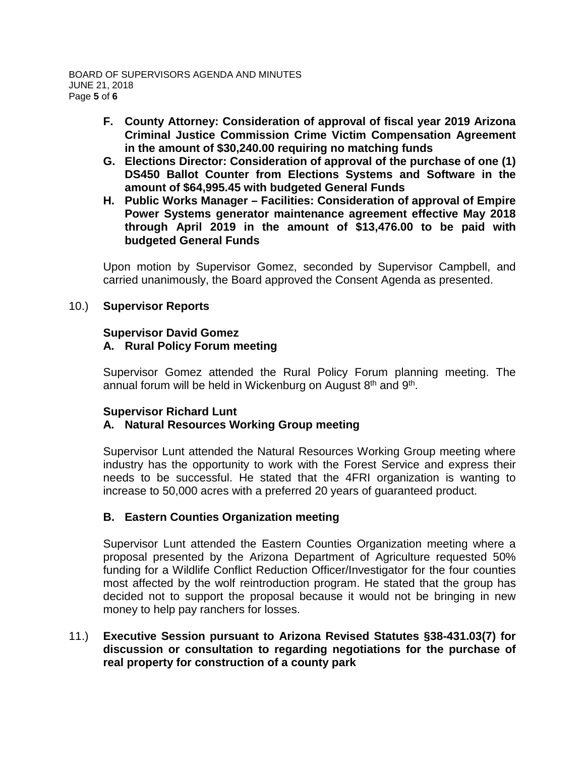- **F. County Attorney: Consideration of approval of fiscal year 2019 Arizona Criminal Justice Commission Crime Victim Compensation Agreement in the amount of $30,240.00 requiring no matching funds**
- **G. Elections Director: Consideration of approval of the purchase of one (1) DS450 Ballot Counter from Elections Systems and Software in the amount of $64,995.45 with budgeted General Funds**
- **H. Public Works Manager – Facilities: Consideration of approval of Empire Power Systems generator maintenance agreement effective May 2018 through April 2019 in the amount of $13,476.00 to be paid with budgeted General Funds**

Upon motion by Supervisor Gomez, seconded by Supervisor Campbell, and carried unanimously, the Board approved the Consent Agenda as presented.

10.) **Supervisor Reports**

**Supervisor David Gomez**

**A. Rural Policy Forum meeting**

Supervisor Gomez attended the Rural Policy Forum planning meeting. The annual forum will be held in Wickenburg on August 8th and 9th.

**Supervisor Richard Lunt**

**A. Natural Resources Working Group meeting**

Supervisor Lunt attended the Natural Resources Working Group meeting where industry has the opportunity to work with the Forest Service and express their needs to be successful. He stated that the 4FRI organization is wanting to increase to 50,000 acres with a preferred 20 years of guaranteed product.

**B. Eastern Counties Organization meeting**

Supervisor Lunt attended the Eastern Counties Organization meeting where a proposal presented by the Arizona Department of Agriculture requested 50% funding for a Wildlife Conflict Reduction Officer/Investigator for the four counties most affected by the wolf reintroduction program. He stated that the group has decided not to support the proposal because it would not be bringing in new money to help pay ranchers for losses.

11.) **Executive Session pursuant to Arizona Revised Statutes §38-431.03(7) for discussion or consultation to regarding negotiations for the purchase of real property for construction of a county park**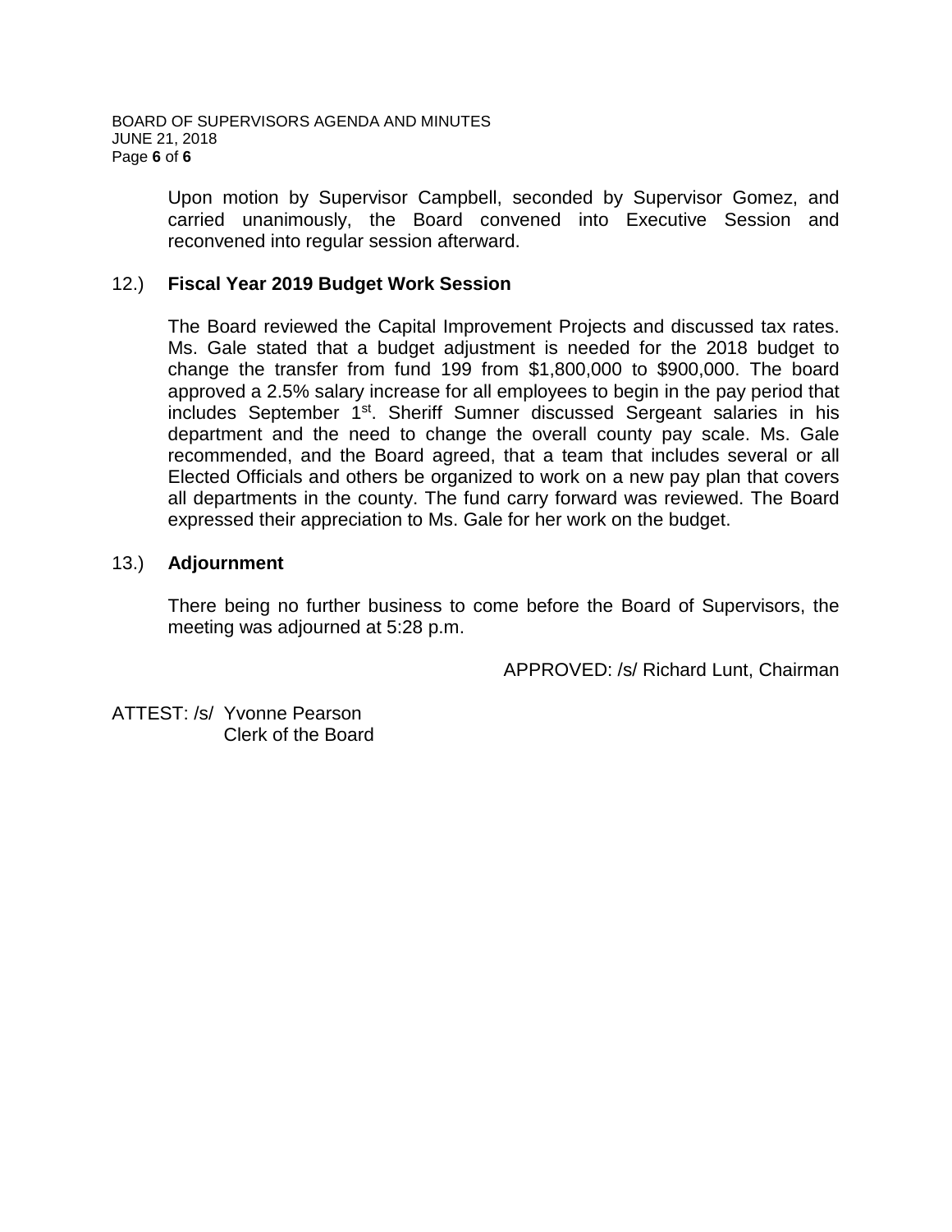Upon motion by Supervisor Campbell, seconded by Supervisor Gomez, and carried unanimously, the Board convened into Executive Session and reconvened into regular session afterward.

12.) **Fiscal Year 2019 Budget Work Session**

The Board reviewed the Capital Improvement Projects and discussed tax rates. Ms. Gale stated that a budget adjustment is needed for the 2018 budget to change the transfer from fund 199 from $1,800,000 to $900,000. The board approved a 2.5% salary increase for all employees to begin in the pay period that includes September 1st. Sheriff Sumner discussed Sergeant salaries in his department and the need to change the overall county pay scale. Ms. Gale recommended, and the Board agreed, that a team that includes several or all Elected Officials and others be organized to work on a new pay plan that covers all departments in the county. The fund carry forward was reviewed. The Board expressed their appreciation to Ms. Gale for her work on the budget.

13.) **Adjournment**

There being no further business to come before the Board of Supervisors, the meeting was adjourned at 5:28 p.m.

APPROVED: /s/ Richard Lunt, Chairman

ATTEST: /s/ Yvonne Pearson
Clerk of the Board